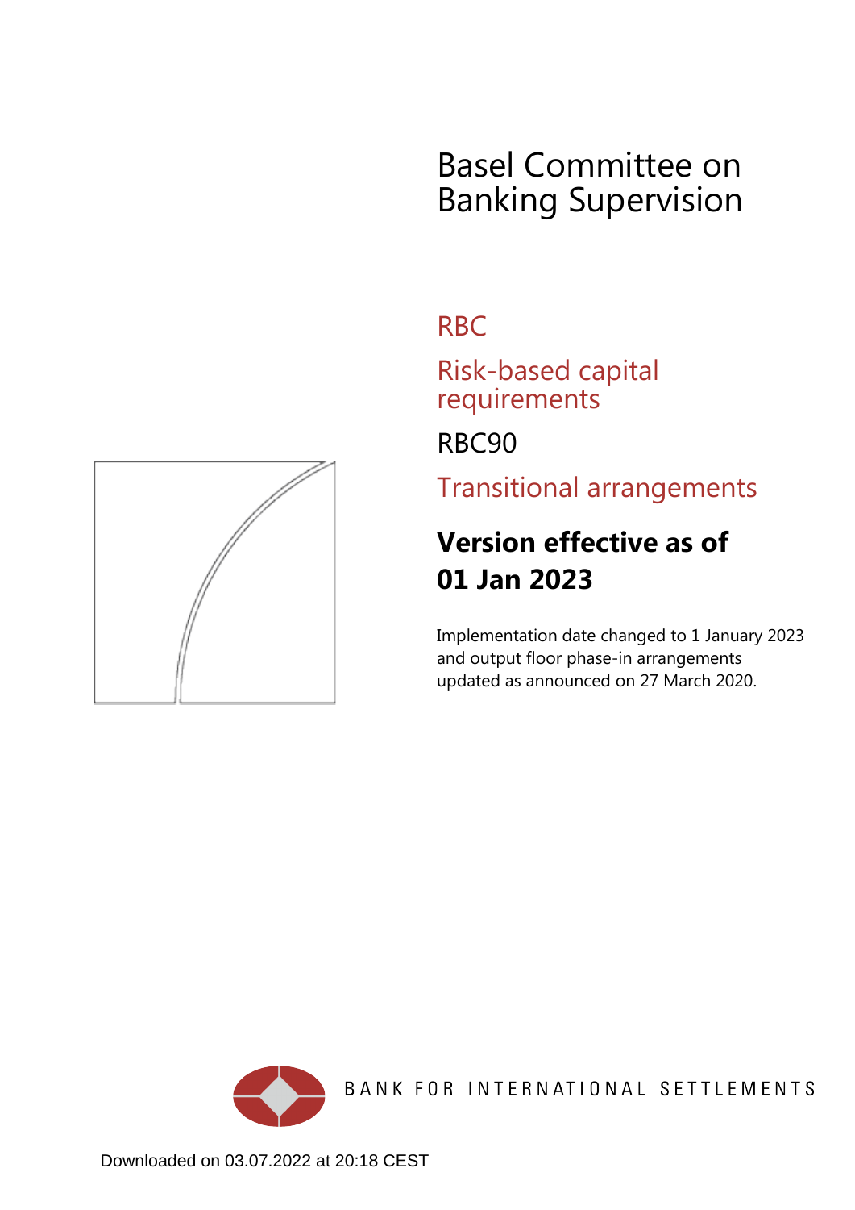# Basel Committee on Banking Supervision

## RBC

## Risk-based capital requirements

## RBC90

## Transitional arrangements

**Version effective as of 01 Jan 2023**

Implementation date changed to 1 January 2023 and output floor phase-in arrangements updated as announced on 27 March 2020.

BANK FOR INTERNATIONAL SETTLEMENTS

Downloaded on 03.07.2022 at 20:18 CEST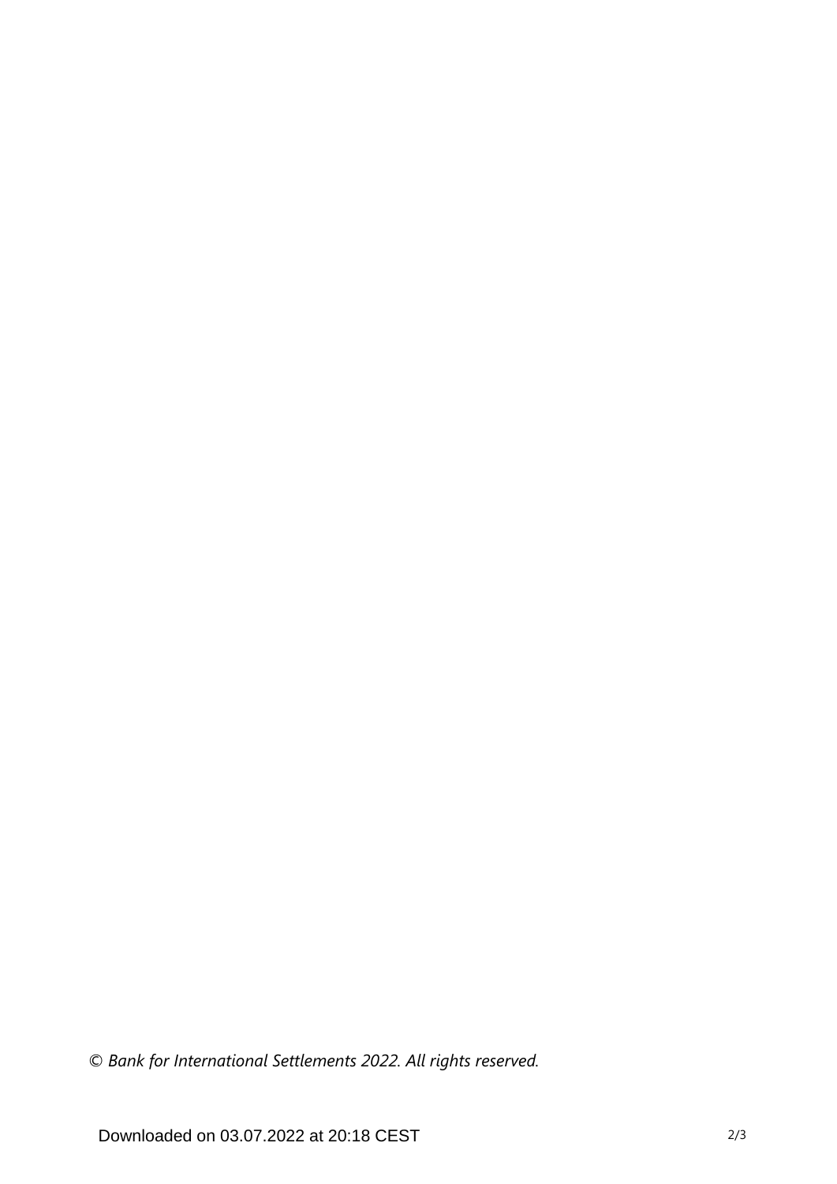*© Bank for International Settlements 2022. All rights reserved.*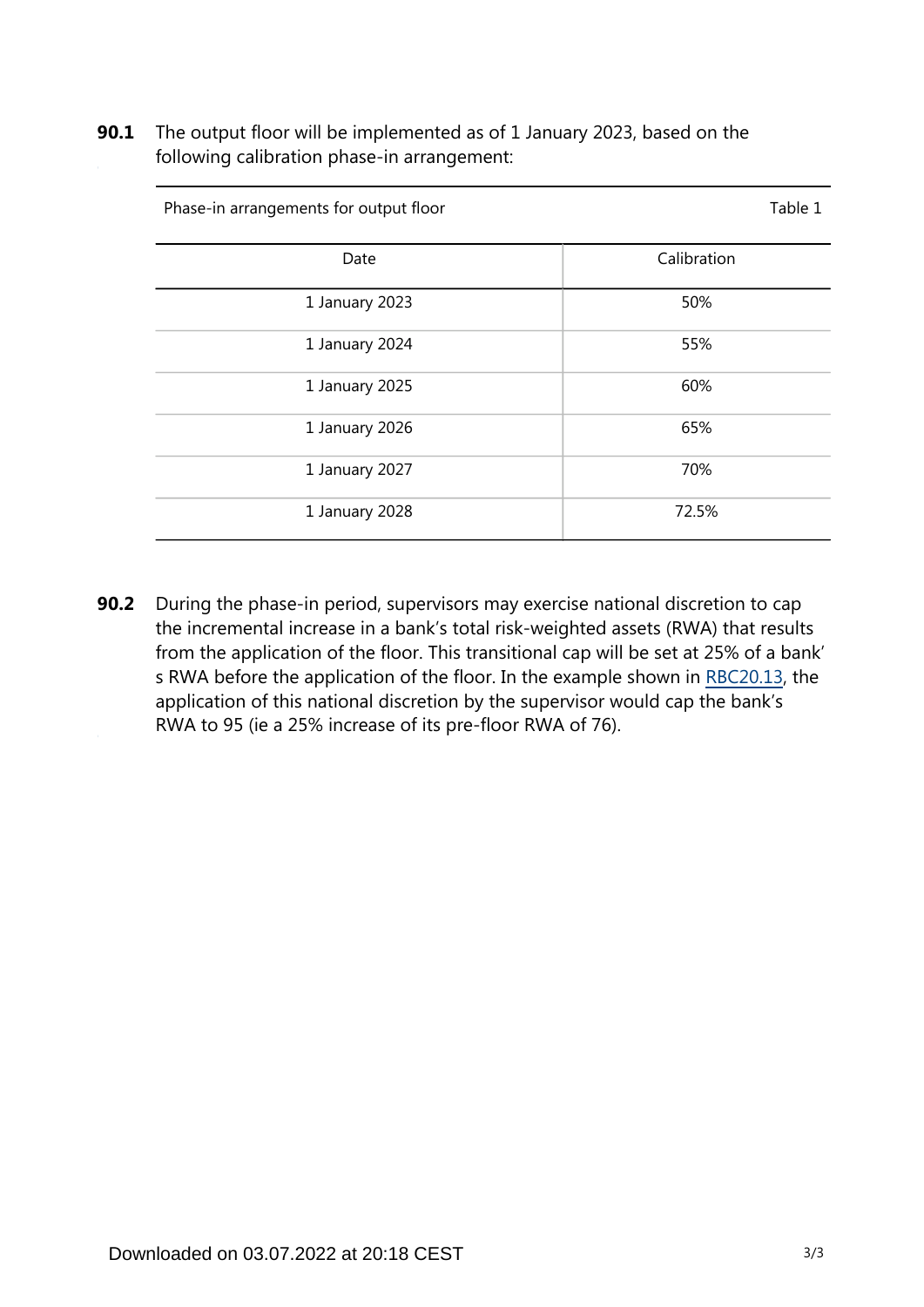**90.1** The output floor will be implemented as of 1 January 2023, based on the following calibration phase-in arrangement:

Phase-in arrangements for output floor — Table 1

| Date | Calibration |
|---|---|
| 1 January 2023 | 50% |
| 1 January 2024 | 55% |
| 1 January 2025 | 60% |
| 1 January 2026 | 65% |
| 1 January 2027 | 70% |
| 1 January 2028 | 72.5% |

**90.2** During the phase-in period, supervisors may exercise national discretion to cap the incremental increase in a bank's total risk-weighted assets (RWA) that results from the application of the floor. This transitional cap will be set at 25% of a bank's RWA before the application of the floor. In the example shown in RBC20.13, the application of this national discretion by the supervisor would cap the bank's RWA to 95 (ie a 25% increase of its pre-floor RWA of 76).

Downloaded on 03.07.2022 at 20:18 CEST